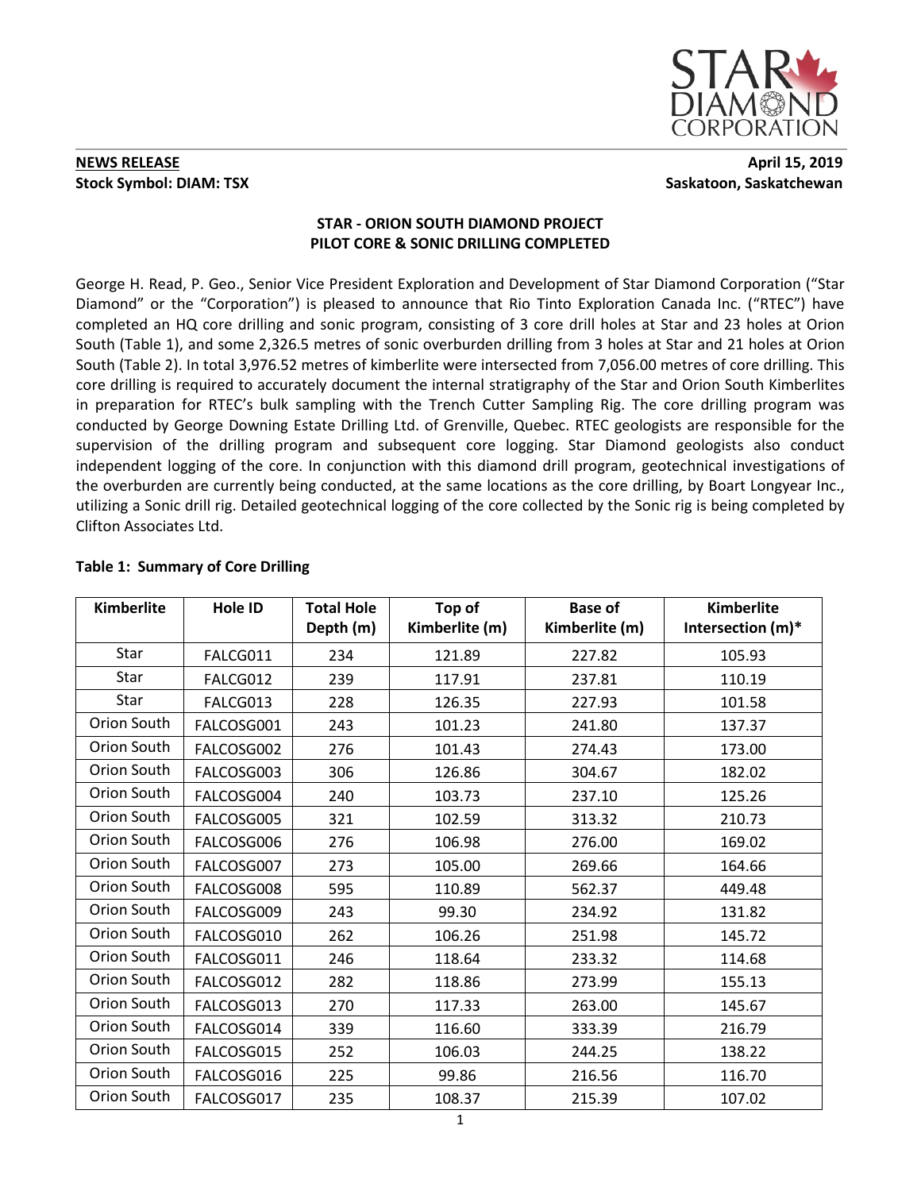**NEWS RELEASE** April 15, 2019

**Stock Symbol: DIAM: TSX** Saskatoon, Saskatchewan

## STAR - ORION SOUTH DIAMOND PROJECT
## PILOT CORE & SONIC DRILLING COMPLETED

George H. Read, P. Geo., Senior Vice President Exploration and Development of Star Diamond Corporation ("Star Diamond" or the "Corporation") is pleased to announce that Rio Tinto Exploration Canada Inc. ("RTEC") have completed an HQ core drilling and sonic program, consisting of 3 core drill holes at Star and 23 holes at Orion South (Table 1), and some 2,326.5 metres of sonic overburden drilling from 3 holes at Star and 21 holes at Orion South (Table 2). In total 3,976.52 metres of kimberlite were intersected from 7,056.00 metres of core drilling. This core drilling is required to accurately document the internal stratigraphy of the Star and Orion South Kimberlites in preparation for RTEC's bulk sampling with the Trench Cutter Sampling Rig. The core drilling program was conducted by George Downing Estate Drilling Ltd. of Grenville, Quebec. RTEC geologists are responsible for the supervision of the drilling program and subsequent core logging. Star Diamond geologists also conduct independent logging of the core. In conjunction with this diamond drill program, geotechnical investigations of the overburden are currently being conducted, at the same locations as the core drilling, by Boart Longyear Inc., utilizing a Sonic drill rig. Detailed geotechnical logging of the core collected by the Sonic rig is being completed by Clifton Associates Ltd.

**Table 1: Summary of Core Drilling**

| Kimberlite | Hole ID | Total Hole Depth (m) | Top of Kimberlite (m) | Base of Kimberlite (m) | Kimberlite Intersection (m)* |
|---|---|---|---|---|---|
| Star | FALCG011 | 234 | 121.89 | 227.82 | 105.93 |
| Star | FALCG012 | 239 | 117.91 | 237.81 | 110.19 |
| Star | FALCG013 | 228 | 126.35 | 227.93 | 101.58 |
| Orion South | FALCOSG001 | 243 | 101.23 | 241.80 | 137.37 |
| Orion South | FALCOSG002 | 276 | 101.43 | 274.43 | 173.00 |
| Orion South | FALCOSG003 | 306 | 126.86 | 304.67 | 182.02 |
| Orion South | FALCOSG004 | 240 | 103.73 | 237.10 | 125.26 |
| Orion South | FALCOSG005 | 321 | 102.59 | 313.32 | 210.73 |
| Orion South | FALCOSG006 | 276 | 106.98 | 276.00 | 169.02 |
| Orion South | FALCOSG007 | 273 | 105.00 | 269.66 | 164.66 |
| Orion South | FALCOSG008 | 595 | 110.89 | 562.37 | 449.48 |
| Orion South | FALCOSG009 | 243 | 99.30 | 234.92 | 131.82 |
| Orion South | FALCOSG010 | 262 | 106.26 | 251.98 | 145.72 |
| Orion South | FALCOSG011 | 246 | 118.64 | 233.32 | 114.68 |
| Orion South | FALCOSG012 | 282 | 118.86 | 273.99 | 155.13 |
| Orion South | FALCOSG013 | 270 | 117.33 | 263.00 | 145.67 |
| Orion South | FALCOSG014 | 339 | 116.60 | 333.39 | 216.79 |
| Orion South | FALCOSG015 | 252 | 106.03 | 244.25 | 138.22 |
| Orion South | FALCOSG016 | 225 | 99.86 | 216.56 | 116.70 |
| Orion South | FALCOSG017 | 235 | 108.37 | 215.39 | 107.02 |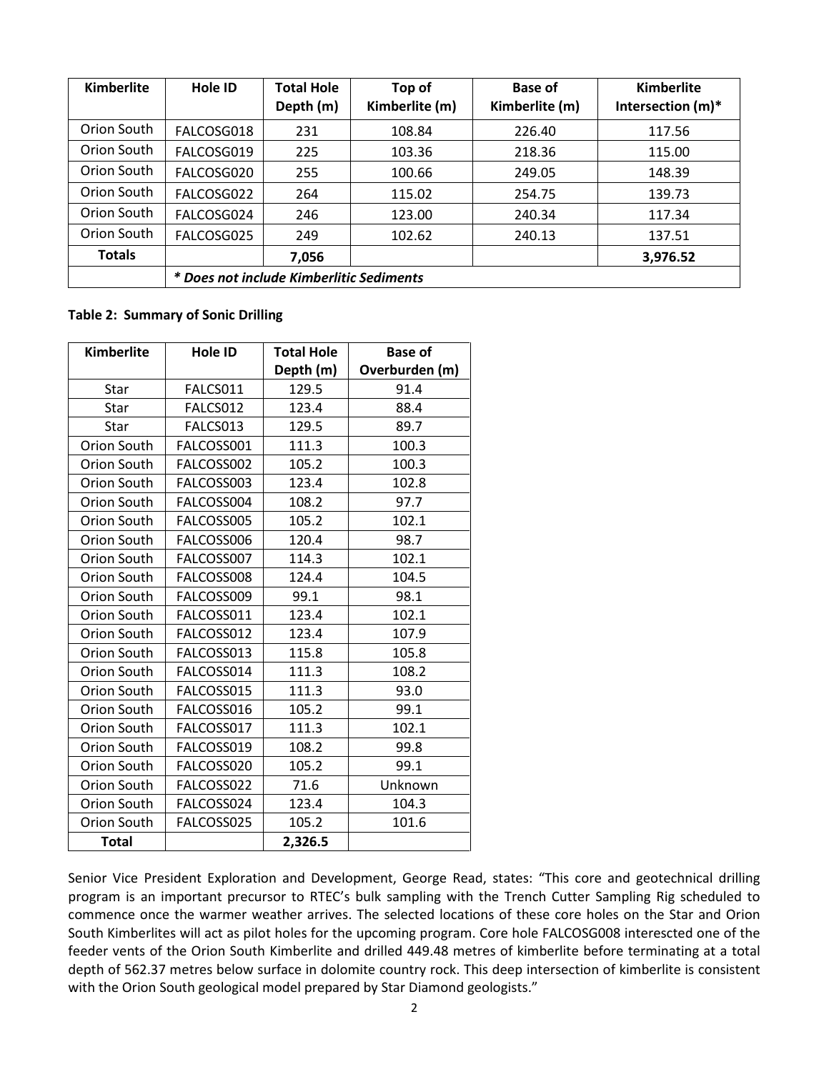| Kimberlite | Hole ID | Total Hole Depth (m) | Top of Kimberlite (m) | Base of Kimberlite (m) | Kimberlite Intersection (m)* |
|---|---|---|---|---|---|
| Orion South | FALCOSG018 | 231 | 108.84 | 226.40 | 117.56 |
| Orion South | FALCOSG019 | 225 | 103.36 | 218.36 | 115.00 |
| Orion South | FALCOSG020 | 255 | 100.66 | 249.05 | 148.39 |
| Orion South | FALCOSG022 | 264 | 115.02 | 254.75 | 139.73 |
| Orion South | FALCOSG024 | 246 | 123.00 | 240.34 | 117.34 |
| Orion South | FALCOSG025 | 249 | 102.62 | 240.13 | 137.51 |
| **Totals** | | **7,056** | | | **3,976.52** |
| | *\* Does not include Kimberlitic Sediments* | | | | |

**Table 2: Summary of Sonic Drilling**

| Kimberlite | Hole ID | Total Hole Depth (m) | Base of Overburden (m) |
|---|---|---|---|
| Star | FALCS011 | 129.5 | 91.4 |
| Star | FALCS012 | 123.4 | 88.4 |
| Star | FALCS013 | 129.5 | 89.7 |
| Orion South | FALCOSS001 | 111.3 | 100.3 |
| Orion South | FALCOSS002 | 105.2 | 100.3 |
| Orion South | FALCOSS003 | 123.4 | 102.8 |
| Orion South | FALCOSS004 | 108.2 | 97.7 |
| Orion South | FALCOSS005 | 105.2 | 102.1 |
| Orion South | FALCOSS006 | 120.4 | 98.7 |
| Orion South | FALCOSS007 | 114.3 | 102.1 |
| Orion South | FALCOSS008 | 124.4 | 104.5 |
| Orion South | FALCOSS009 | 99.1 | 98.1 |
| Orion South | FALCOSS011 | 123.4 | 102.1 |
| Orion South | FALCOSS012 | 123.4 | 107.9 |
| Orion South | FALCOSS013 | 115.8 | 105.8 |
| Orion South | FALCOSS014 | 111.3 | 108.2 |
| Orion South | FALCOSS015 | 111.3 | 93.0 |
| Orion South | FALCOSS016 | 105.2 | 99.1 |
| Orion South | FALCOSS017 | 111.3 | 102.1 |
| Orion South | FALCOSS019 | 108.2 | 99.8 |
| Orion South | FALCOSS020 | 105.2 | 99.1 |
| Orion South | FALCOSS022 | 71.6 | Unknown |
| Orion South | FALCOSS024 | 123.4 | 104.3 |
| Orion South | FALCOSS025 | 105.2 | 101.6 |
| **Total** | | **2,326.5** | |

Senior Vice President Exploration and Development, George Read, states: "This core and geotechnical drilling program is an important precursor to RTEC's bulk sampling with the Trench Cutter Sampling Rig scheduled to commence once the warmer weather arrives. The selected locations of these core holes on the Star and Orion South Kimberlites will act as pilot holes for the upcoming program. Core hole FALCOSG008 interescted one of the feeder vents of the Orion South Kimberlite and drilled 449.48 metres of kimberlite before terminating at a total depth of 562.37 metres below surface in dolomite country rock. This deep intersection of kimberlite is consistent with the Orion South geological model prepared by Star Diamond geologists."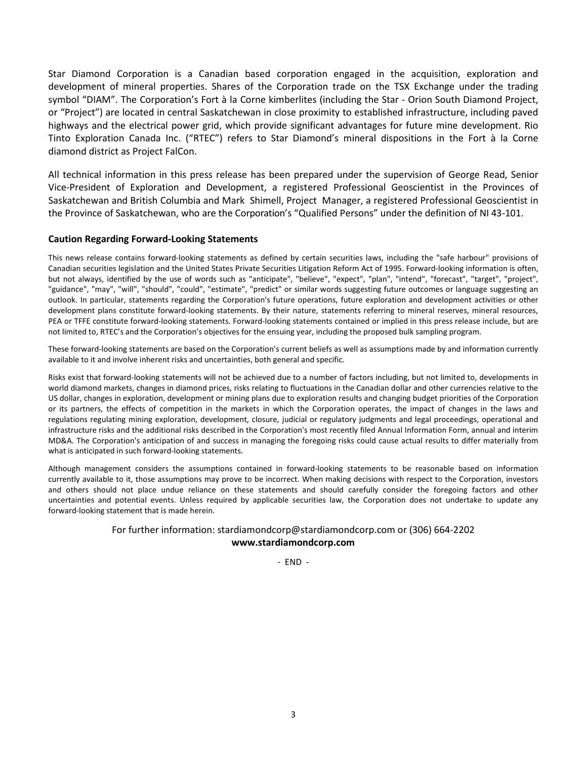Star Diamond Corporation is a Canadian based corporation engaged in the acquisition, exploration and development of mineral properties. Shares of the Corporation trade on the TSX Exchange under the trading symbol "DIAM". The Corporation's Fort à la Corne kimberlites (including the Star - Orion South Diamond Project, or "Project") are located in central Saskatchewan in close proximity to established infrastructure, including paved highways and the electrical power grid, which provide significant advantages for future mine development. Rio Tinto Exploration Canada Inc. ("RTEC") refers to Star Diamond's mineral dispositions in the Fort à la Corne diamond district as Project FalCon.

All technical information in this press release has been prepared under the supervision of George Read, Senior Vice-President of Exploration and Development, a registered Professional Geoscientist in the Provinces of Saskatchewan and British Columbia and Mark Shimell, Project Manager, a registered Professional Geoscientist in the Province of Saskatchewan, who are the Corporation's "Qualified Persons" under the definition of NI 43-101.

**Caution Regarding Forward-Looking Statements**

This news release contains forward-looking statements as defined by certain securities laws, including the "safe harbour" provisions of Canadian securities legislation and the United States Private Securities Litigation Reform Act of 1995. Forward-looking information is often, but not always, identified by the use of words such as "anticipate", "believe", "expect", "plan", "intend", "forecast", "target", "project", "guidance", "may", "will", "should", "could", "estimate", "predict" or similar words suggesting future outcomes or language suggesting an outlook. In particular, statements regarding the Corporation's future operations, future exploration and development activities or other development plans constitute forward-looking statements. By their nature, statements referring to mineral reserves, mineral resources, PEA or TFFE constitute forward-looking statements. Forward-looking statements contained or implied in this press release include, but are not limited to, RTEC's and the Corporation's objectives for the ensuing year, including the proposed bulk sampling program.

These forward-looking statements are based on the Corporation's current beliefs as well as assumptions made by and information currently available to it and involve inherent risks and uncertainties, both general and specific.

Risks exist that forward-looking statements will not be achieved due to a number of factors including, but not limited to, developments in world diamond markets, changes in diamond prices, risks relating to fluctuations in the Canadian dollar and other currencies relative to the US dollar, changes in exploration, development or mining plans due to exploration results and changing budget priorities of the Corporation or its partners, the effects of competition in the markets in which the Corporation operates, the impact of changes in the laws and regulations regulating mining exploration, development, closure, judicial or regulatory judgments and legal proceedings, operational and infrastructure risks and the additional risks described in the Corporation's most recently filed Annual Information Form, annual and interim MD&A. The Corporation's anticipation of and success in managing the foregoing risks could cause actual results to differ materially from what is anticipated in such forward-looking statements.

Although management considers the assumptions contained in forward-looking statements to be reasonable based on information currently available to it, those assumptions may prove to be incorrect. When making decisions with respect to the Corporation, investors and others should not place undue reliance on these statements and should carefully consider the foregoing factors and other uncertainties and potential events. Unless required by applicable securities law, the Corporation does not undertake to update any forward-looking statement that is made herein.

For further information: stardiamondcorp@stardiamondcorp.com or (306) 664-2202
**www.stardiamondcorp.com**

- END -